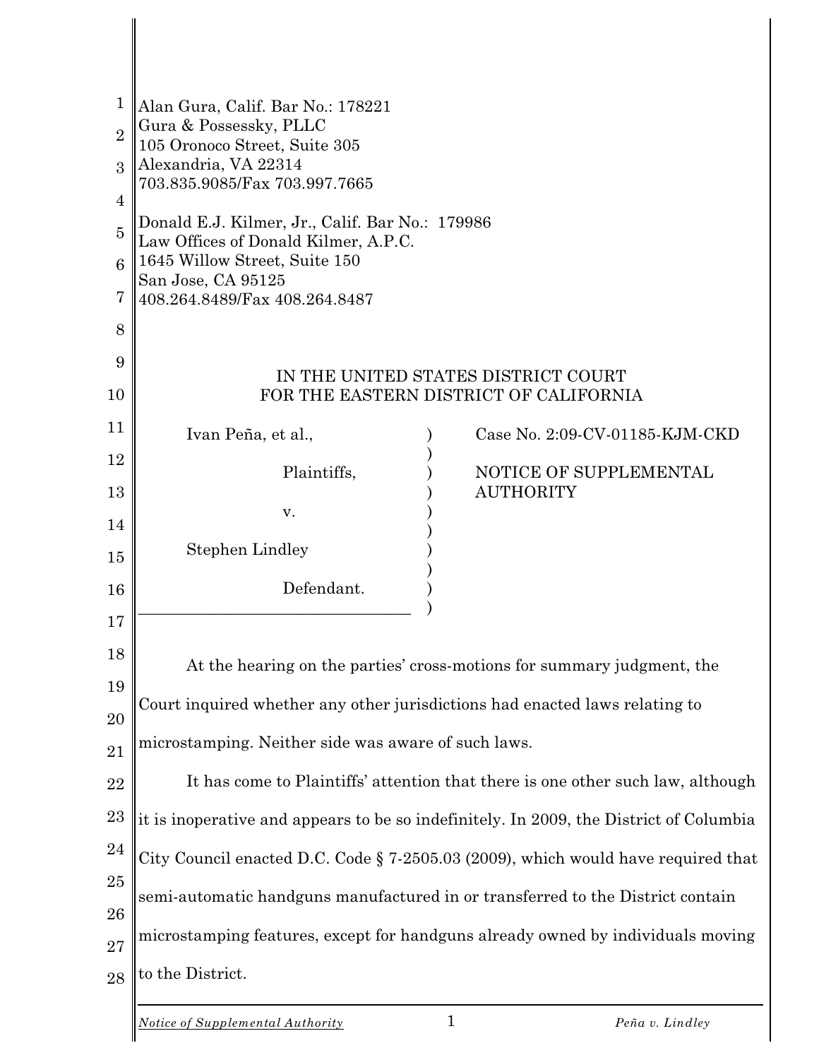Alan Gura, Calif. Bar No.: 178221
Gura & Possessky, PLLC
105 Oronoco Street, Suite 305
Alexandria, VA 22314
703.835.9085/Fax 703.997.7665

Donald E.J. Kilmer, Jr., Calif. Bar No.: 179986
Law Offices of Donald Kilmer, A.P.C.
1645 Willow Street, Suite 150
San Jose, CA 95125
408.264.8489/Fax 408.264.8487

IN THE UNITED STATES DISTRICT COURT
FOR THE EASTERN DISTRICT OF CALIFORNIA

Ivan Peña, et al.,

Plaintiffs,

v.

Stephen Lindley

Defendant.

Case No. 2:09-CV-01185-KJM-CKD

NOTICE OF SUPPLEMENTAL AUTHORITY

At the hearing on the parties' cross-motions for summary judgment, the Court inquired whether any other jurisdictions had enacted laws relating to microstamping. Neither side was aware of such laws.

It has come to Plaintiffs' attention that there is one other such law, although it is inoperative and appears to be so indefinitely. In 2009, the District of Columbia City Council enacted D.C. Code § 7-2505.03 (2009), which would have required that semi-automatic handguns manufactured in or transferred to the District contain microstamping features, except for handguns already owned by individuals moving to the District.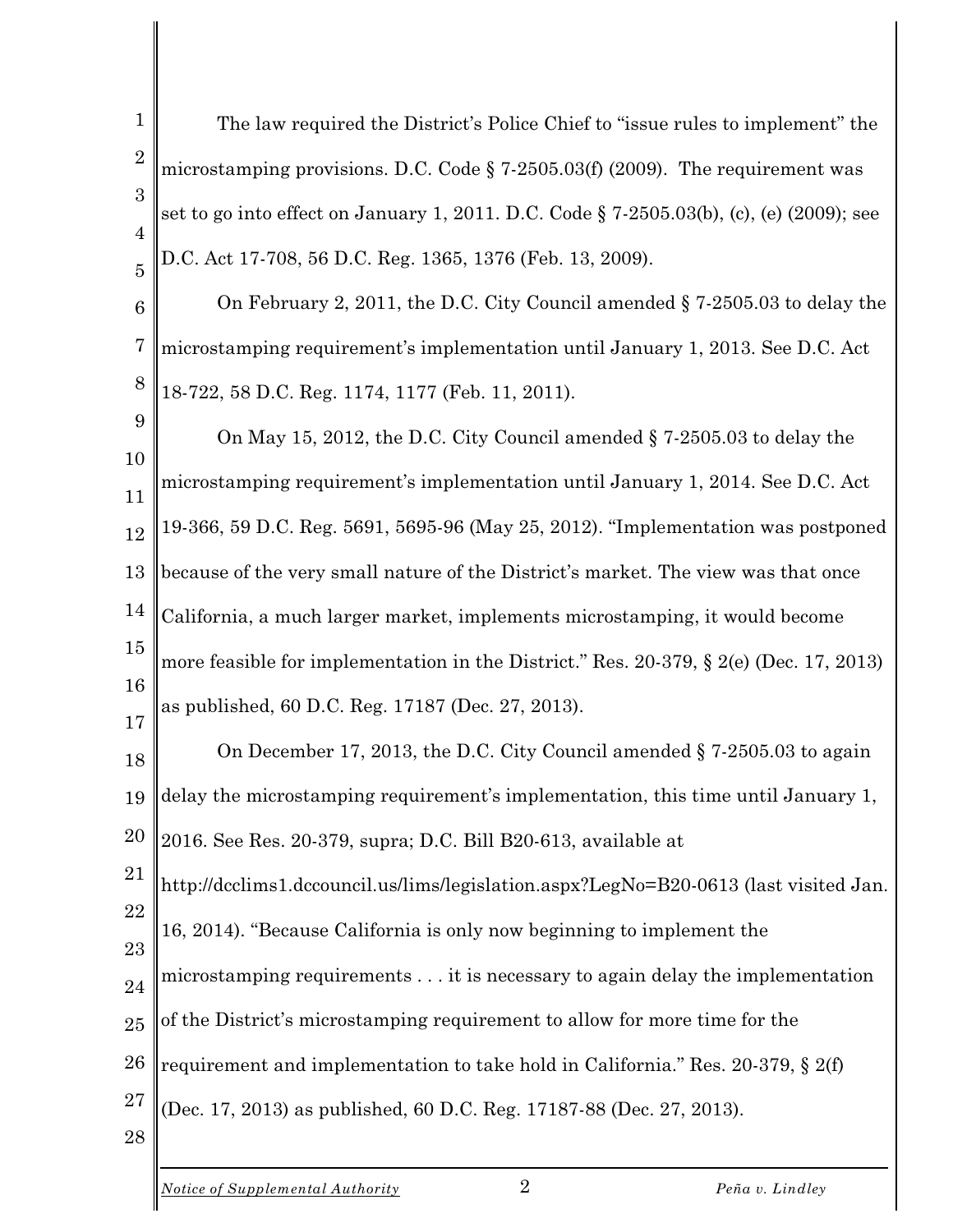The law required the District's Police Chief to "issue rules to implement" the microstamping provisions. D.C. Code § 7-2505.03(f) (2009). The requirement was set to go into effect on January 1, 2011. D.C. Code § 7-2505.03(b), (c), (e) (2009); see D.C. Act 17-708, 56 D.C. Reg. 1365, 1376 (Feb. 13, 2009).

On February 2, 2011, the D.C. City Council amended § 7-2505.03 to delay the microstamping requirement's implementation until January 1, 2013. See D.C. Act 18-722, 58 D.C. Reg. 1174, 1177 (Feb. 11, 2011).

On May 15, 2012, the D.C. City Council amended § 7-2505.03 to delay the microstamping requirement's implementation until January 1, 2014. See D.C. Act 19-366, 59 D.C. Reg. 5691, 5695-96 (May 25, 2012). "Implementation was postponed because of the very small nature of the District's market. The view was that once California, a much larger market, implements microstamping, it would become more feasible for implementation in the District." Res. 20-379, § 2(e) (Dec. 17, 2013) as published, 60 D.C. Reg. 17187 (Dec. 27, 2013).

On December 17, 2013, the D.C. City Council amended § 7-2505.03 to again delay the microstamping requirement's implementation, this time until January 1, 2016. See Res. 20-379, supra; D.C. Bill B20-613, available at http://dcclims1.dccouncil.us/lims/legislation.aspx?LegNo=B20-0613 (last visited Jan. 16, 2014). "Because California is only now beginning to implement the microstamping requirements . . . it is necessary to again delay the implementation of the District's microstamping requirement to allow for more time for the requirement and implementation to take hold in California." Res. 20-379, § 2(f) (Dec. 17, 2013) as published, 60 D.C. Reg. 17187-88 (Dec. 27, 2013).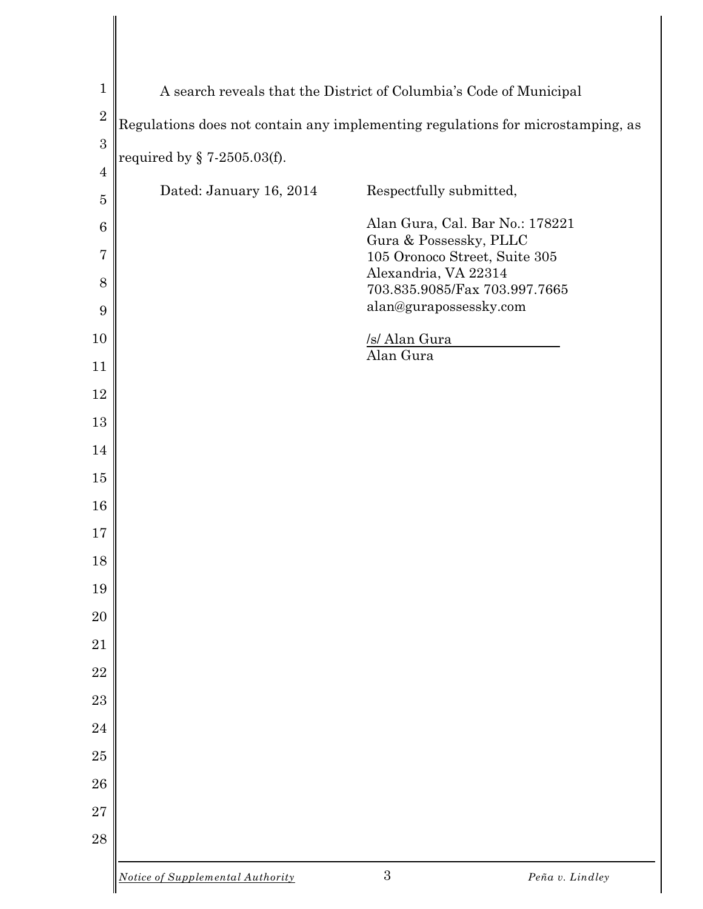A search reveals that the District of Columbia's Code of Municipal Regulations does not contain any implementing regulations for microstamping, as required by § 7-2505.03(f).

Dated: January 16, 2014

Respectfully submitted,

Alan Gura, Cal. Bar No.: 178221
Gura & Possessky, PLLC
105 Oronoco Street, Suite 305
Alexandria, VA 22314
703.835.9085/Fax 703.997.7665
alan@gurapossessky.com

/s/ Alan Gura
Alan Gura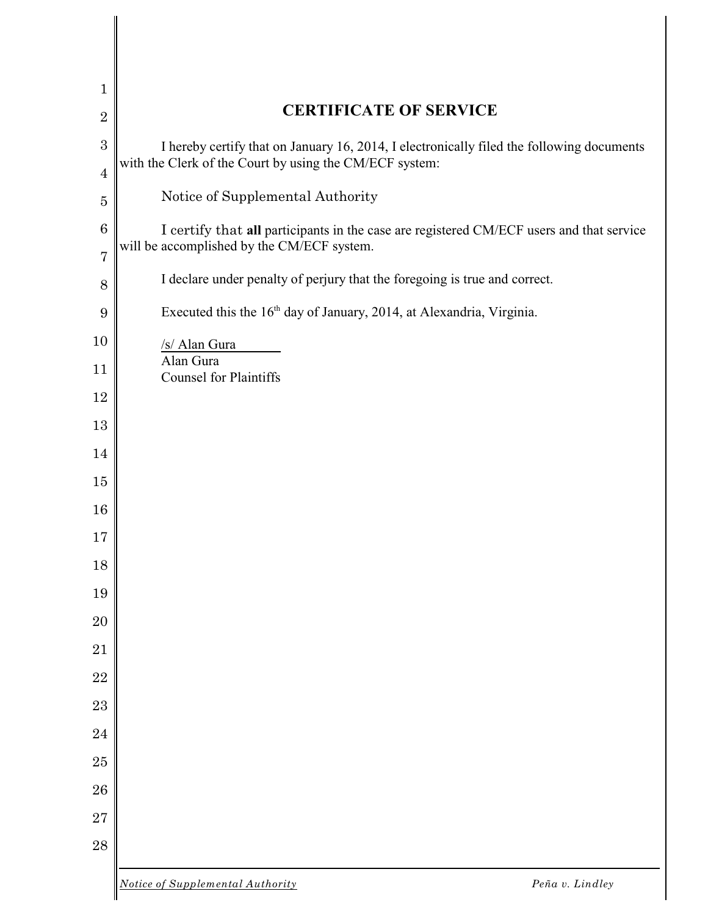## CERTIFICATE OF SERVICE

I hereby certify that on January 16, 2014, I electronically filed the following documents with the Clerk of the Court by using the CM/ECF system:

Notice of Supplemental Authority

I certify that **all** participants in the case are registered CM/ECF users and that service will be accomplished by the CM/ECF system.

I declare under penalty of perjury that the foregoing is true and correct.

Executed this the 16th day of January, 2014, at Alexandria, Virginia.

/s/ Alan Gura
Alan Gura
Counsel for Plaintiffs